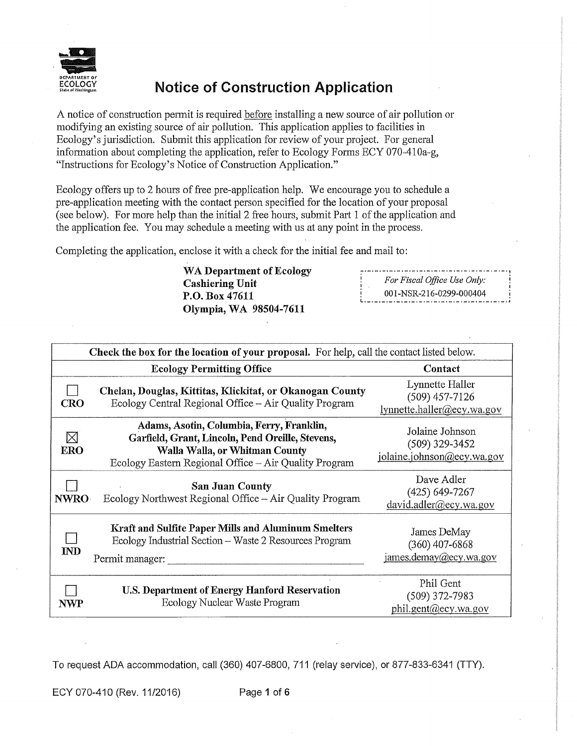DEPARTMENT OF ECOLOGY State of Washington

# Notice of Construction Application

A notice of construction permit is required before installing a new source of air pollution or modifying an existing source of air pollution. This application applies to facilities in Ecology's jurisdiction. Submit this application for review of your project. For general information about completing the application, refer to Ecology Forms ECY 070-410a-g, "Instructions for Ecology's Notice of Construction Application."

Ecology offers up to 2 hours of free pre-application help. We encourage you to schedule a pre-application meeting with the contact person specified for the location of your proposal (see below). For more help than the initial 2 free hours, submit Part 1 of the application and the application fee. You may schedule a meeting with us at any point in the process.

Completing the application, enclose it with a check for the initial fee and mail to:

**WA Department of Ecology**
**Cashiering Unit**
**P.O. Box 47611**
**Olympia, WA 98504-7611**

*For Fiscal Office Use Only:*
001-NSR-216-0299-000404

**Check the box for the location of your proposal.** For help, call the contact listed below.

| | Ecology Permitting Office | Contact |
|---|---|---|
| ☐ CRO | **Chelan, Douglas, Kittitas, Klickitat, or Okanogan County** Ecology Central Regional Office – Air Quality Program | Lynnette Haller (509) 457-7126 lynnette.haller@ecy.wa.gov |
| ☒ ERO | **Adams, Asotin, Columbia, Ferry, Franklin, Garfield, Grant, Lincoln, Pend Oreille, Stevens, Walla Walla, or Whitman County** Ecology Eastern Regional Office – Air Quality Program | Jolaine Johnson (509) 329-3452 jolaine.johnson@ecy.wa.gov |
| ☐ NWRO | **San Juan County** Ecology Northwest Regional Office – Air Quality Program | Dave Adler (425) 649-7267 david.adler@ecy.wa.gov |
| ☐ IND | **Kraft and Sulfite Paper Mills and Aluminum Smelters** Ecology Industrial Section – Waste 2 Resources Program Permit manager: ______ | James DeMay (360) 407-6868 james.demay@ecy.wa.gov |
| ☐ NWP | **U.S. Department of Energy Hanford Reservation** Ecology Nuclear Waste Program | Phil Gent (509) 372-7983 phil.gent@ecy.wa.gov |

To request ADA accommodation, call (360) 407-6800, 711 (relay service), or 877-833-6341 (TTY).

ECY 070-410 (Rev. 11/2016)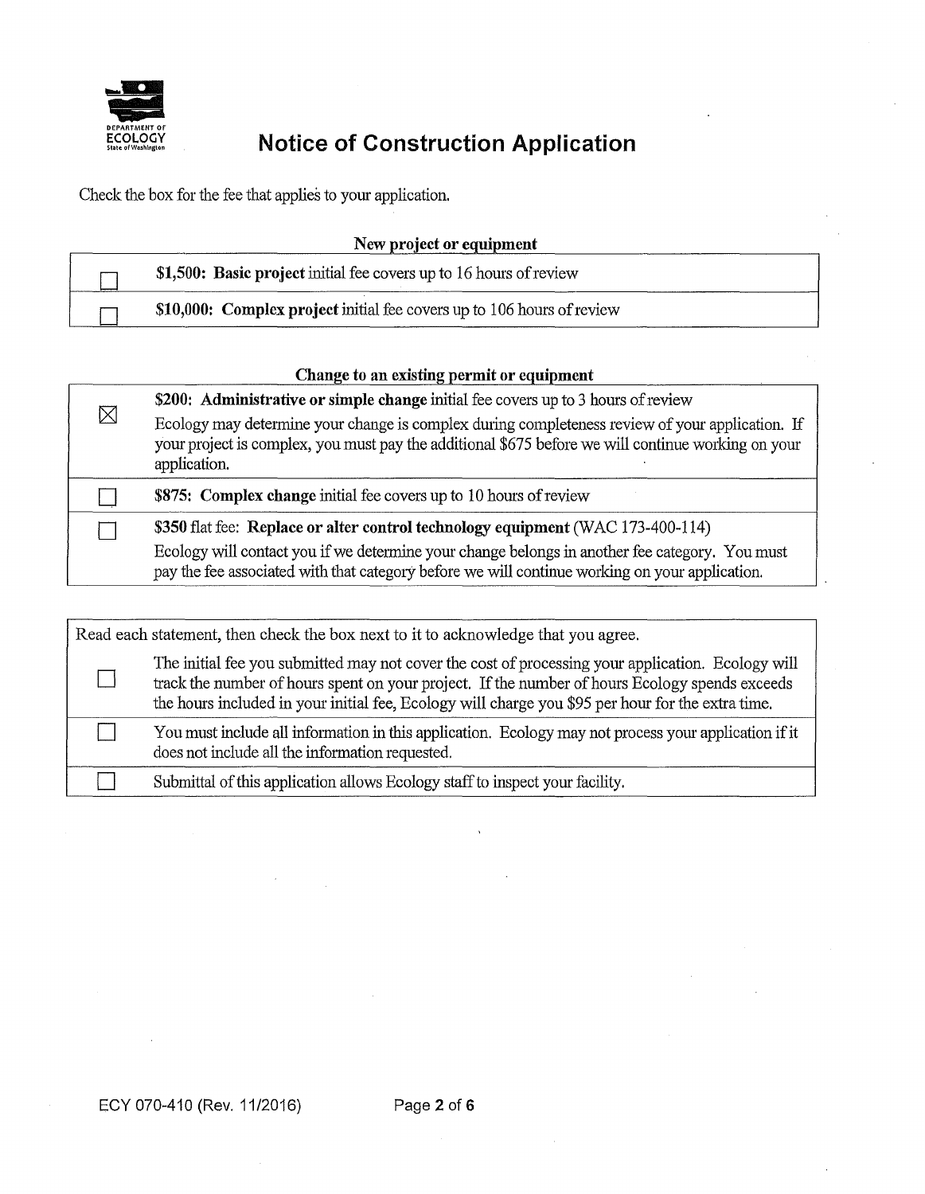# Notice of Construction Application

Check the box for the fee that applies to your application.

**New project or equipment**

| | |
|---|---|
| ☐ | **$1,500: Basic project** initial fee covers up to 16 hours of review |
| ☐ | **$10,000: Complex project** initial fee covers up to 106 hours of review |

**Change to an existing permit or equipment**

| | |
|---|---|
| ☒ | **$200: Administrative or simple change** initial fee covers up to 3 hours of review<br>Ecology may determine your change is complex during completeness review of your application. If your project is complex, you must pay the additional $675 before we will continue working on your application. |
| ☐ | **$875: Complex change** initial fee covers up to 10 hours of review |
| ☐ | **$350** flat fee: **Replace or alter control technology equipment** (WAC 173-400-114)<br>Ecology will contact you if we determine your change belongs in another fee category. You must pay the fee associated with that category before we will continue working on your application. |

Read each statement, then check the box next to it to acknowledge that you agree.

| | |
|---|---|
| ☐ | The initial fee you submitted may not cover the cost of processing your application. Ecology will track the number of hours spent on your project. If the number of hours Ecology spends exceeds the hours included in your initial fee, Ecology will charge you $95 per hour for the extra time. |
| ☐ | You must include all information in this application. Ecology may not process your application if it does not include all the information requested. |
| ☐ | Submittal of this application allows Ecology staff to inspect your facility. |

ECY 070-410 (Rev. 11/2016)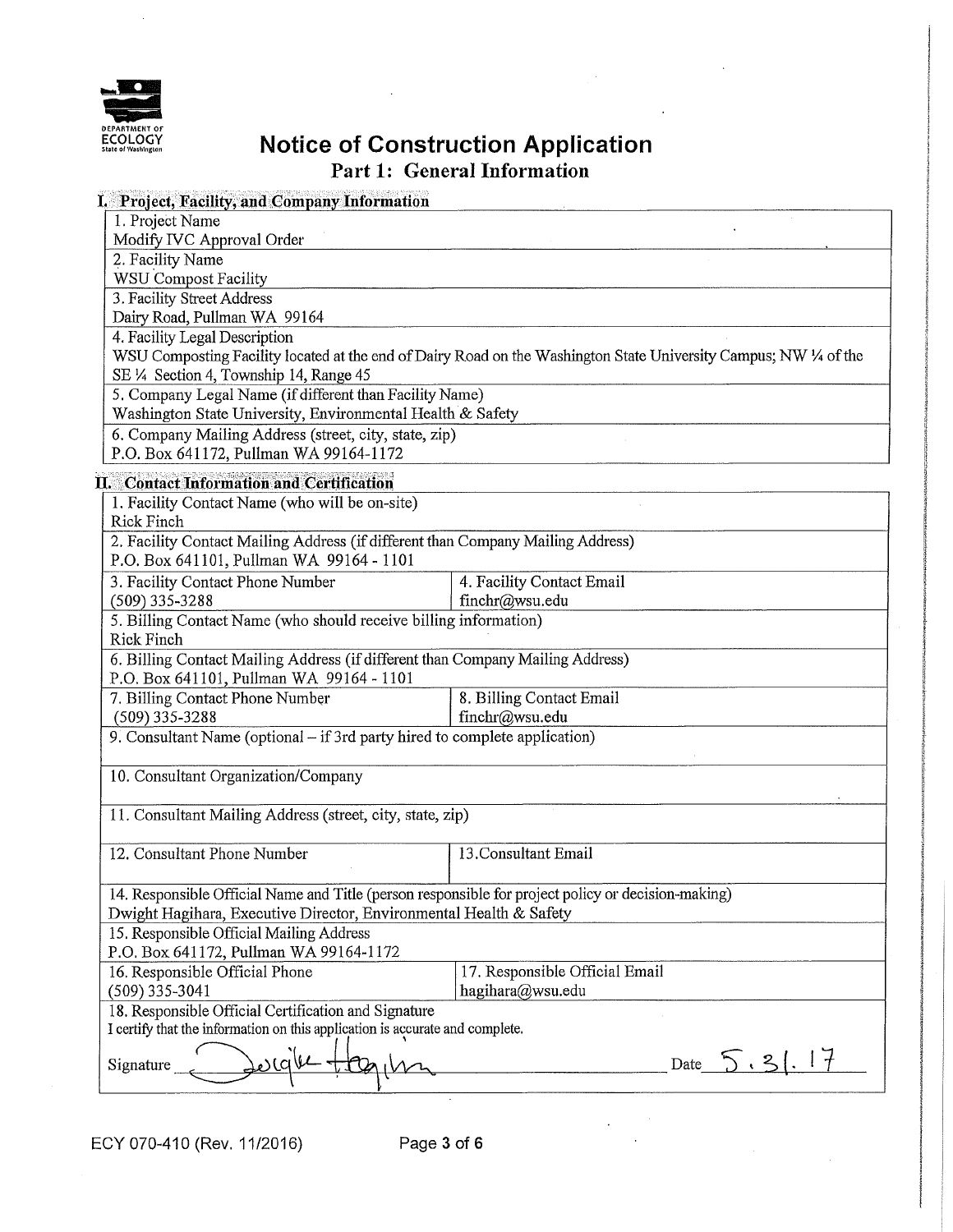DEPARTMENT OF ECOLOGY State of Washington

# Notice of Construction Application

## Part 1: General Information

### I. Project, Facility, and Company Information

| |
|---|
| 1. Project Name<br>Modify IVC Approval Order |
| 2. Facility Name<br>WSU Compost Facility |
| 3. Facility Street Address<br>Dairy Road, Pullman WA 99164 |
| 4. Facility Legal Description<br>WSU Composting Facility located at the end of Dairy Road on the Washington State University Campus; NW ¼ of the SE ¼ Section 4, Township 14, Range 45 |
| 5. Company Legal Name (if different than Facility Name)<br>Washington State University, Environmental Health & Safety |
| 6. Company Mailing Address (street, city, state, zip)<br>P.O. Box 641172, Pullman WA 99164-1172 |

### II. Contact Information and Certification

| | |
|---|---|
| 1. Facility Contact Name (who will be on-site)<br>Rick Finch | |
| 2. Facility Contact Mailing Address (if different than Company Mailing Address)<br>P.O. Box 641101, Pullman WA 99164 - 1101 | |
| 3. Facility Contact Phone Number<br>(509) 335-3288 | 4. Facility Contact Email<br>finchr@wsu.edu |
| 5. Billing Contact Name (who should receive billing information)<br>Rick Finch | |
| 6. Billing Contact Mailing Address (if different than Company Mailing Address)<br>P.O. Box 641101, Pullman WA 99164 - 1101 | |
| 7. Billing Contact Phone Number<br>(509) 335-3288 | 8. Billing Contact Email<br>finchr@wsu.edu |
| 9. Consultant Name (optional – if 3rd party hired to complete application) | |
| 10. Consultant Organization/Company | |
| 11. Consultant Mailing Address (street, city, state, zip) | |
| 12. Consultant Phone Number | 13. Consultant Email |
| 14. Responsible Official Name and Title (person responsible for project policy or decision-making)<br>Dwight Hagihara, Executive Director, Environmental Health & Safety | |
| 15. Responsible Official Mailing Address<br>P.O. Box 641172, Pullman WA 99164-1172 | |
| 16. Responsible Official Phone<br>(509) 335-3041 | 17. Responsible Official Email<br>hagihara@wsu.edu |
| 18. Responsible Official Certification and Signature<br>I certify that the information on this application is accurate and complete.<br>Signature *Dwight Hagihara* | Date 5.31.17 |

ECY 070-410 (Rev. 11/2016)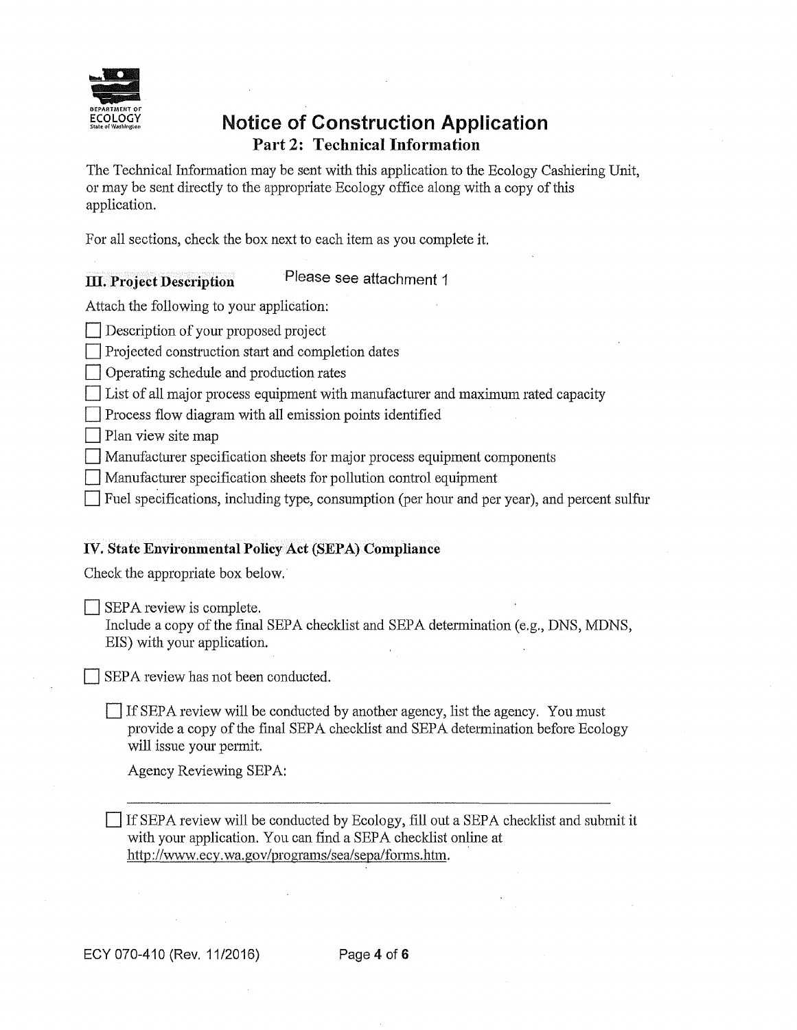# Notice of Construction Application

## Part 2: Technical Information

The Technical Information may be sent with this application to the Ecology Cashiering Unit, or may be sent directly to the appropriate Ecology office along with a copy of this application.

For all sections, check the box next to each item as you complete it.

### III. Project Description

Please see attachment 1

Attach the following to your application:

- ☐ Description of your proposed project
- ☐ Projected construction start and completion dates
- ☐ Operating schedule and production rates
- ☐ List of all major process equipment with manufacturer and maximum rated capacity
- ☐ Process flow diagram with all emission points identified
- ☐ Plan view site map
- ☐ Manufacturer specification sheets for major process equipment components
- ☐ Manufacturer specification sheets for pollution control equipment
- ☐ Fuel specifications, including type, consumption (per hour and per year), and percent sulfur

### IV. State Environmental Policy Act (SEPA) Compliance

Check the appropriate box below.

☐ SEPA review is complete.
Include a copy of the final SEPA checklist and SEPA determination (e.g., DNS, MDNS, EIS) with your application.

☐ SEPA review has not been conducted.

☐ If SEPA review will be conducted by another agency, list the agency. You must provide a copy of the final SEPA checklist and SEPA determination before Ecology will issue your permit.

Agency Reviewing SEPA: ______________________________

☐ If SEPA review will be conducted by Ecology, fill out a SEPA checklist and submit it with your application. You can find a SEPA checklist online at http://www.ecy.wa.gov/programs/sea/sepa/forms.htm.

ECY 070-410 (Rev. 11/2016)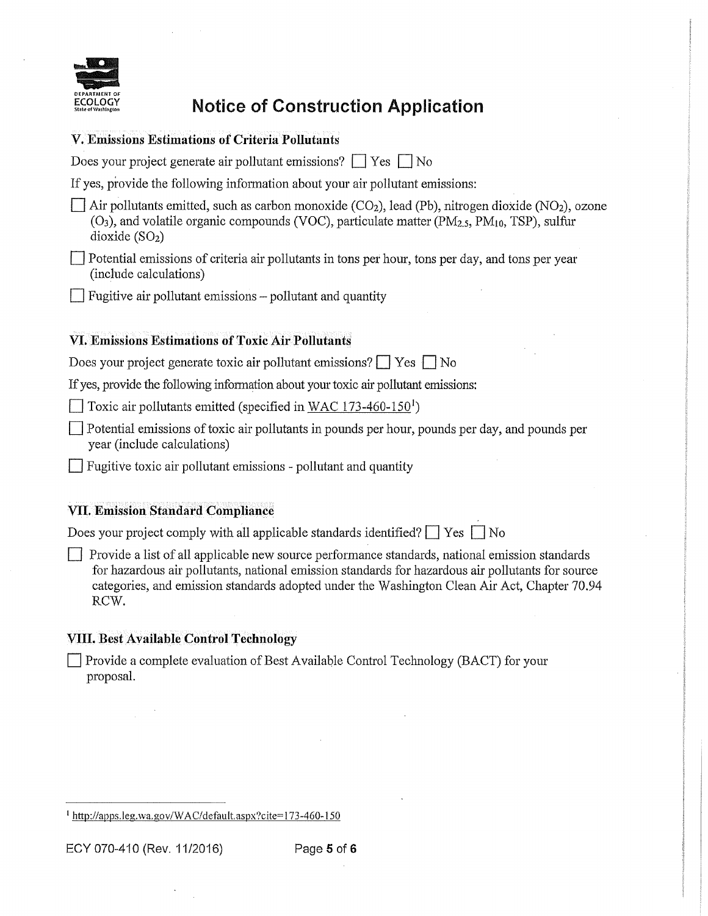# Notice of Construction Application

## V. Emissions Estimations of Criteria Pollutants

Does your project generate air pollutant emissions? ☐ Yes ☐ No

If yes, provide the following information about your air pollutant emissions:

☐ Air pollutants emitted, such as carbon monoxide ($CO_2$), lead (Pb), nitrogen dioxide ($NO_2$), ozone ($O_3$), and volatile organic compounds (VOC), particulate matter ($PM_{2.5}$, $PM_{10}$, TSP), sulfur dioxide ($SO_2$)

☐ Potential emissions of criteria air pollutants in tons per hour, tons per day, and tons per year (include calculations)

☐ Fugitive air pollutant emissions – pollutant and quantity

## VI. Emissions Estimations of Toxic Air Pollutants

Does your project generate toxic air pollutant emissions? ☐ Yes ☐ No

If yes, provide the following information about your toxic air pollutant emissions:

☐ Toxic air pollutants emitted (specified in WAC 173-460-150[1])

☐ Potential emissions of toxic air pollutants in pounds per hour, pounds per day, and pounds per year (include calculations)

☐ Fugitive toxic air pollutant emissions - pollutant and quantity

## VII. Emission Standard Compliance

Does your project comply with all applicable standards identified? ☐ Yes ☐ No

☐ Provide a list of all applicable new source performance standards, national emission standards for hazardous air pollutants, national emission standards for hazardous air pollutants for source categories, and emission standards adopted under the Washington Clean Air Act, Chapter 70.94 RCW.

## VIII. Best Available Control Technology

☐ Provide a complete evaluation of Best Available Control Technology (BACT) for your proposal.

[1] http://apps.leg.wa.gov/WAC/default.aspx?cite=173-460-150

ECY 070-410 (Rev. 11/2016)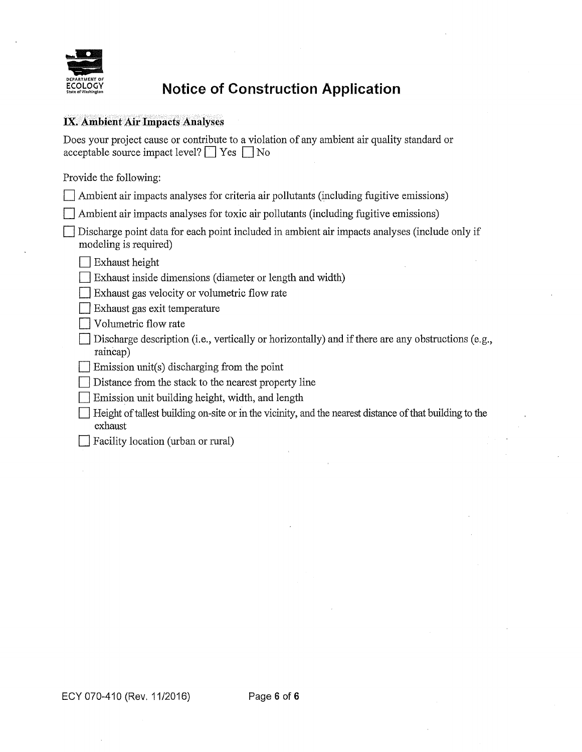# Notice of Construction Application

## IX. Ambient Air Impacts Analyses

Does your project cause or contribute to a violation of any ambient air quality standard or acceptable source impact level? ☐ Yes ☐ No

Provide the following:

- ☐ Ambient air impacts analyses for criteria air pollutants (including fugitive emissions)
- ☐ Ambient air impacts analyses for toxic air pollutants (including fugitive emissions)
- ☐ Discharge point data for each point included in ambient air impacts analyses (include only if modeling is required)
  - ☐ Exhaust height
  - ☐ Exhaust inside dimensions (diameter or length and width)
  - ☐ Exhaust gas velocity or volumetric flow rate
  - ☐ Exhaust gas exit temperature
  - ☐ Volumetric flow rate
  - ☐ Discharge description (i.e., vertically or horizontally) and if there are any obstructions (e.g., raincap)
  - ☐ Emission unit(s) discharging from the point
  - ☐ Distance from the stack to the nearest property line
  - ☐ Emission unit building height, width, and length
  - ☐ Height of tallest building on-site or in the vicinity, and the nearest distance of that building to the exhaust
  - ☐ Facility location (urban or rural)

ECY 070-410 (Rev. 11/2016)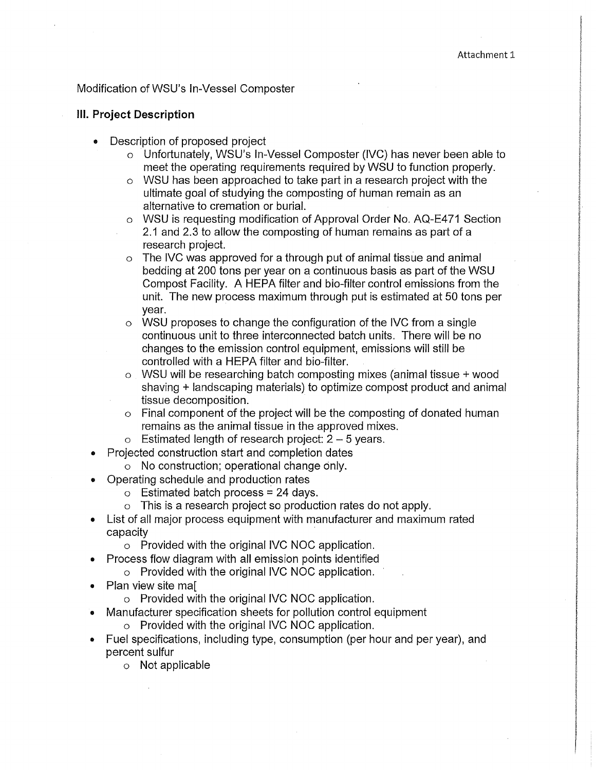Attachment 1

Modification of WSU's In-Vessel Composter

## III. Project Description

- Description of proposed project
  - Unfortunately, WSU's In-Vessel Composter (IVC) has never been able to meet the operating requirements required by WSU to function properly.
  - WSU has been approached to take part in a research project with the ultimate goal of studying the composting of human remain as an alternative to cremation or burial.
  - WSU is requesting modification of Approval Order No. AQ-E471 Section 2.1 and 2.3 to allow the composting of human remains as part of a research project.
  - The IVC was approved for a through put of animal tissue and animal bedding at 200 tons per year on a continuous basis as part of the WSU Compost Facility. A HEPA filter and bio-filter control emissions from the unit. The new process maximum through put is estimated at 50 tons per year.
  - WSU proposes to change the configuration of the IVC from a single continuous unit to three interconnected batch units. There will be no changes to the emission control equipment, emissions will still be controlled with a HEPA filter and bio-filter.
  - WSU will be researching batch composting mixes (animal tissue + wood shaving + landscaping materials) to optimize compost product and animal tissue decomposition.
  - Final component of the project will be the composting of donated human remains as the animal tissue in the approved mixes.
  - Estimated length of research project: 2 – 5 years.
- Projected construction start and completion dates
  - No construction; operational change only.
- Operating schedule and production rates
  - Estimated batch process = 24 days.
  - This is a research project so production rates do not apply.
- List of all major process equipment with manufacturer and maximum rated capacity
  - Provided with the original IVC NOC application.
- Process flow diagram with all emission points identified
  - Provided with the original IVC NOC application.
- Plan view site ma[
  - Provided with the original IVC NOC application.
- Manufacturer specification sheets for pollution control equipment
  - Provided with the original IVC NOC application.
- Fuel specifications, including type, consumption (per hour and per year), and percent sulfur
  - Not applicable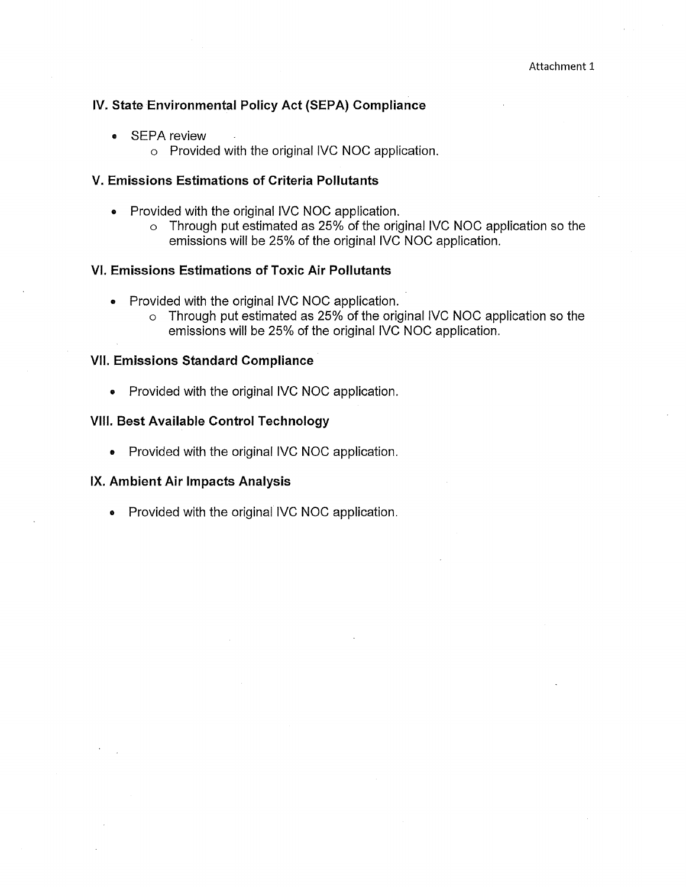Attachment 1

## IV. State Environmental Policy Act (SEPA) Compliance

- SEPA review
  - Provided with the original IVC NOC application.

## V. Emissions Estimations of Criteria Pollutants

- Provided with the original IVC NOC application.
  - Through put estimated as 25% of the original IVC NOC application so the emissions will be 25% of the original IVC NOC application.

## VI. Emissions Estimations of Toxic Air Pollutants

- Provided with the original IVC NOC application.
  - Through put estimated as 25% of the original IVC NOC application so the emissions will be 25% of the original IVC NOC application.

## VII. Emissions Standard Compliance

- Provided with the original IVC NOC application.

## VIII. Best Available Control Technology

- Provided with the original IVC NOC application.

## IX. Ambient Air Impacts Analysis

- Provided with the original IVC NOC application.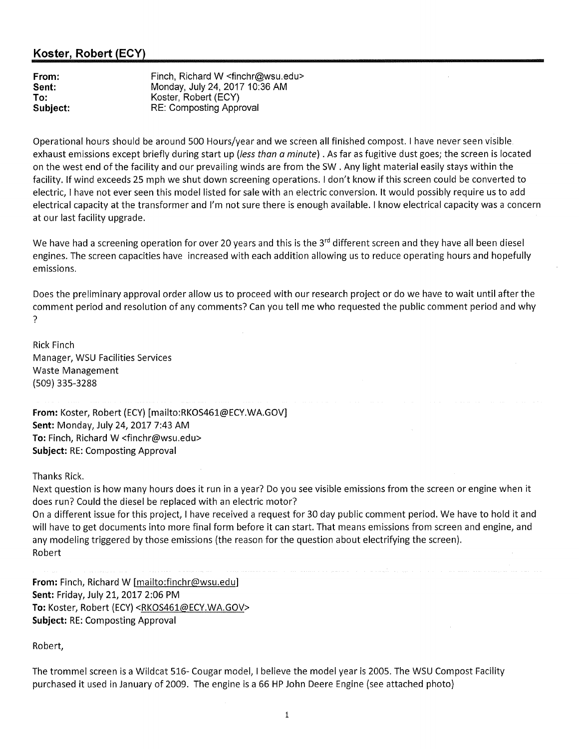## Koster, Robert (ECY)

**From:** Finch, Richard W <finchr@wsu.edu>
**Sent:** Monday, July 24, 2017 10:36 AM
**To:** Koster, Robert (ECY)
**Subject:** RE: Composting Approval

Operational hours should be around 500 Hours/year and we screen all finished compost. I have never seen visible exhaust emissions except briefly during start up (*less than a minute*). As far as fugitive dust goes; the screen is located on the west end of the facility and our prevailing winds are from the SW. Any light material easily stays within the facility. If wind exceeds 25 mph we shut down screening operations. I don't know if this screen could be converted to electric, I have not ever seen this model listed for sale with an electric conversion. It would possibly require us to add electrical capacity at the transformer and I'm not sure there is enough available. I know electrical capacity was a concern at our last facility upgrade.

We have had a screening operation for over 20 years and this is the 3rd different screen and they have all been diesel engines. The screen capacities have increased with each addition allowing us to reduce operating hours and hopefully emissions.

Does the preliminary approval order allow us to proceed with our research project or do we have to wait until after the comment period and resolution of any comments? Can you tell me who requested the public comment period and why ?

Rick Finch
Manager, WSU Facilities Services
Waste Management
(509) 335-3288

---

**From:** Koster, Robert (ECY) [mailto:RKOS461@ECY.WA.GOV]
**Sent:** Monday, July 24, 2017 7:43 AM
**To:** Finch, Richard W <finchr@wsu.edu>
**Subject:** RE: Composting Approval

Thanks Rick.
Next question is how many hours does it run in a year? Do you see visible emissions from the screen or engine when it does run? Could the diesel be replaced with an electric motor?
On a different issue for this project, I have received a request for 30 day public comment period. We have to hold it and will have to get documents into more final form before it can start. That means emissions from screen and engine, and any modeling triggered by those emissions (the reason for the question about electrifying the screen).
Robert

---

**From:** Finch, Richard W [mailto:finchr@wsu.edu]
**Sent:** Friday, July 21, 2017 2:06 PM
**To:** Koster, Robert (ECY) <RKOS461@ECY.WA.GOV>
**Subject:** RE: Composting Approval

Robert,

The trommel screen is a Wildcat 516- Cougar model, I believe the model year is 2005. The WSU Compost Facility purchased it used in January of 2009. The engine is a 66 HP John Deere Engine (see attached photo)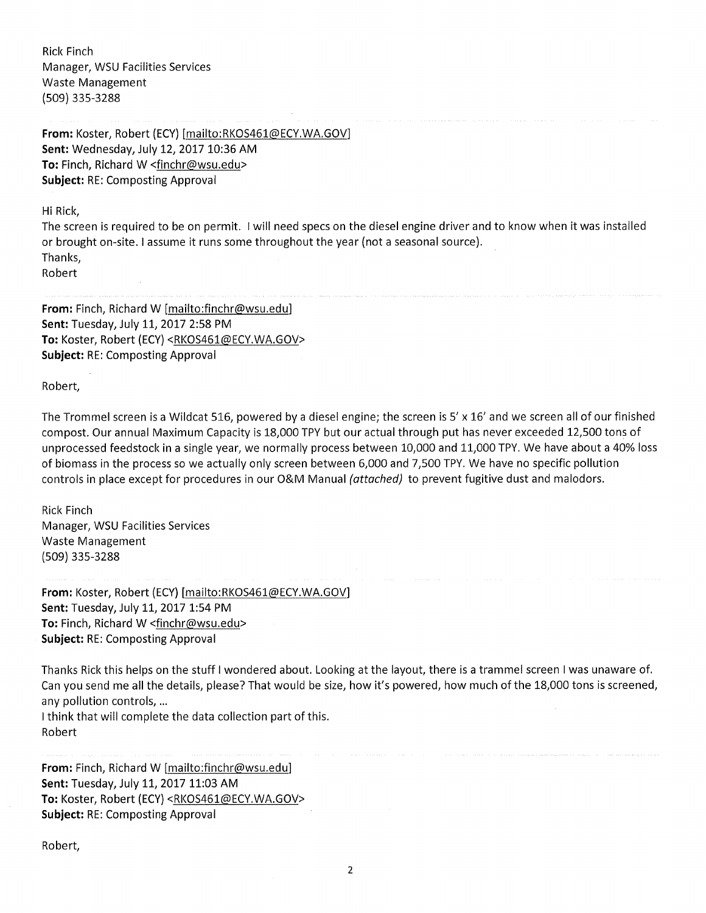Rick Finch
Manager, WSU Facilities Services
Waste Management
(509) 335-3288

**From:** Koster, Robert (ECY) [mailto:RKOS461@ECY.WA.GOV]
**Sent:** Wednesday, July 12, 2017 10:36 AM
**To:** Finch, Richard W <finchr@wsu.edu>
**Subject:** RE: Composting Approval

Hi Rick,
The screen is required to be on permit. I will need specs on the diesel engine driver and to know when it was installed or brought on-site. I assume it runs some throughout the year (not a seasonal source).
Thanks,
Robert

**From:** Finch, Richard W [mailto:finchr@wsu.edu]
**Sent:** Tuesday, July 11, 2017 2:58 PM
**To:** Koster, Robert (ECY) <RKOS461@ECY.WA.GOV>
**Subject:** RE: Composting Approval

Robert,

The Trommel screen is a Wildcat 516, powered by a diesel engine; the screen is 5' x 16' and we screen all of our finished compost. Our annual Maximum Capacity is 18,000 TPY but our actual through put has never exceeded 12,500 tons of unprocessed feedstock in a single year, we normally process between 10,000 and 11,000 TPY. We have about a 40% loss of biomass in the process so we actually only screen between 6,000 and 7,500 TPY. We have no specific pollution controls in place except for procedures in our O&M Manual *(attached)* to prevent fugitive dust and malodors.

Rick Finch
Manager, WSU Facilities Services
Waste Management
(509) 335-3288

**From:** Koster, Robert (ECY) [mailto:RKOS461@ECY.WA.GOV]
**Sent:** Tuesday, July 11, 2017 1:54 PM
**To:** Finch, Richard W <finchr@wsu.edu>
**Subject:** RE: Composting Approval

Thanks Rick this helps on the stuff I wondered about. Looking at the layout, there is a trammel screen I was unaware of. Can you send me all the details, please? That would be size, how it's powered, how much of the 18,000 tons is screened, any pollution controls, ...
I think that will complete the data collection part of this.
Robert

**From:** Finch, Richard W [mailto:finchr@wsu.edu]
**Sent:** Tuesday, July 11, 2017 11:03 AM
**To:** Koster, Robert (ECY) <RKOS461@ECY.WA.GOV>
**Subject:** RE: Composting Approval

Robert,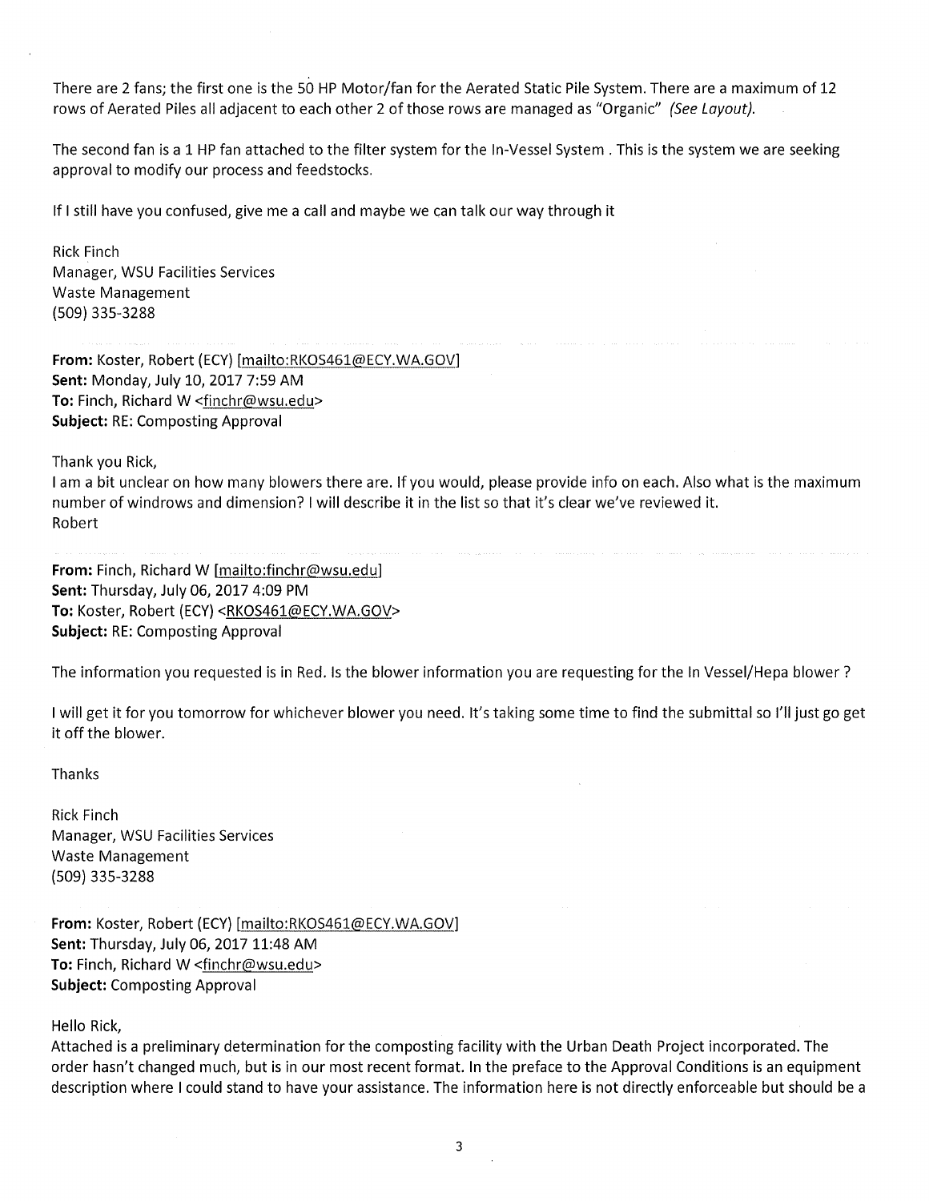There are 2 fans; the first one is the 50 HP Motor/fan for the Aerated Static Pile System. There are a maximum of 12 rows of Aerated Piles all adjacent to each other 2 of those rows are managed as "Organic" *(See Layout).*

The second fan is a 1 HP fan attached to the filter system for the In-Vessel System . This is the system we are seeking approval to modify our process and feedstocks.

If I still have you confused, give me a call and maybe we can talk our way through it

Rick Finch
Manager, WSU Facilities Services
Waste Management
(509) 335-3288

**From:** Koster, Robert (ECY) [mailto:RKOS461@ECY.WA.GOV]
**Sent:** Monday, July 10, 2017 7:59 AM
**To:** Finch, Richard W <finchr@wsu.edu>
**Subject:** RE: Composting Approval

Thank you Rick,
I am a bit unclear on how many blowers there are. If you would, please provide info on each. Also what is the maximum number of windrows and dimension? I will describe it in the list so that it's clear we've reviewed it.
Robert

**From:** Finch, Richard W [mailto:finchr@wsu.edu]
**Sent:** Thursday, July 06, 2017 4:09 PM
**To:** Koster, Robert (ECY) <RKOS461@ECY.WA.GOV>
**Subject:** RE: Composting Approval

The information you requested is in Red. Is the blower information you are requesting for the In Vessel/Hepa blower ?

I will get it for you tomorrow for whichever blower you need. It's taking some time to find the submittal so I'll just go get it off the blower.

Thanks

Rick Finch
Manager, WSU Facilities Services
Waste Management
(509) 335-3288

**From:** Koster, Robert (ECY) [mailto:RKOS461@ECY.WA.GOV]
**Sent:** Thursday, July 06, 2017 11:48 AM
**To:** Finch, Richard W <finchr@wsu.edu>
**Subject:** Composting Approval

Hello Rick,
Attached is a preliminary determination for the composting facility with the Urban Death Project incorporated. The order hasn't changed much, but is in our most recent format. In the preface to the Approval Conditions is an equipment description where I could stand to have your assistance. The information here is not directly enforceable but should be a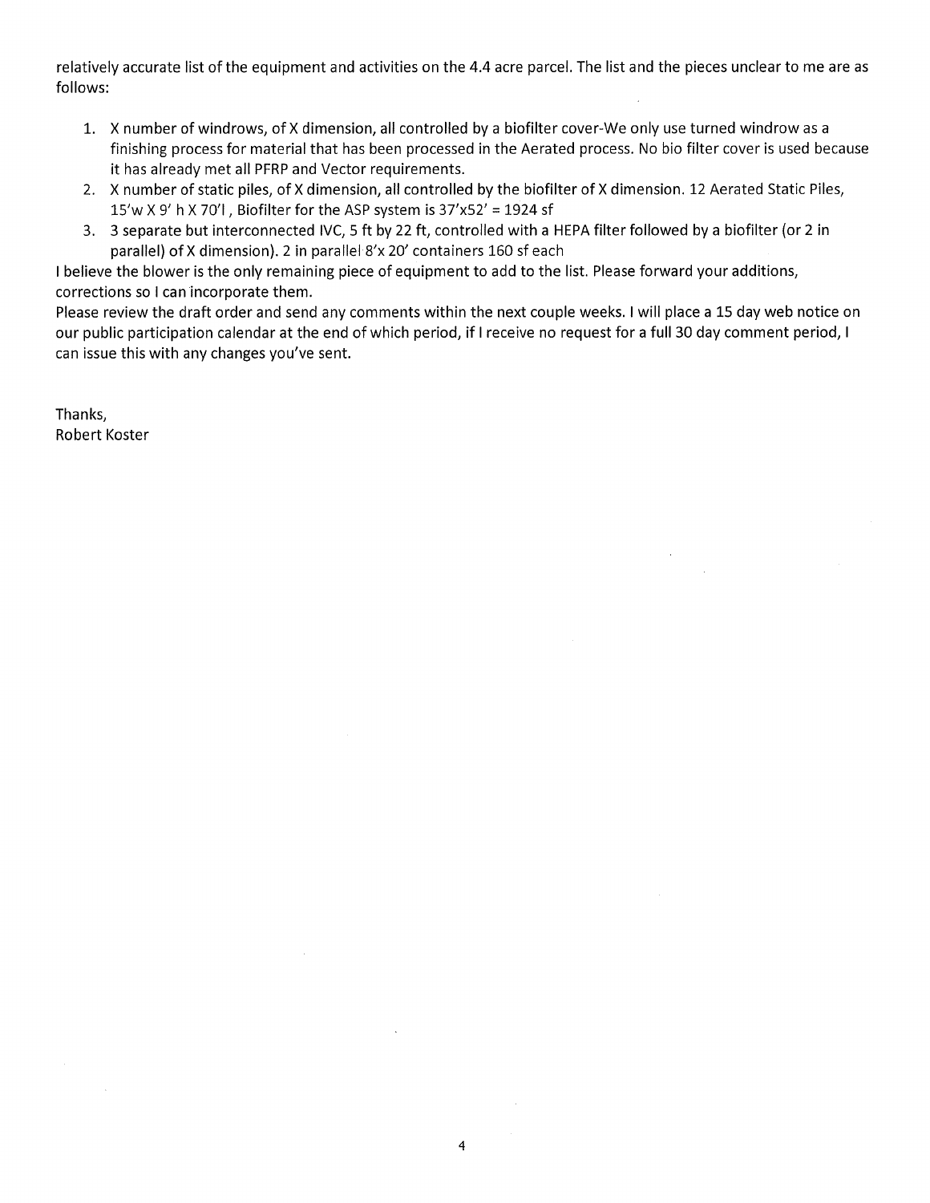relatively accurate list of the equipment and activities on the 4.4 acre parcel. The list and the pieces unclear to me are as follows:

1. X number of windrows, of X dimension, all controlled by a biofilter cover-We only use turned windrow as a finishing process for material that has been processed in the Aerated process. No bio filter cover is used because it has already met all PFRP and Vector requirements.
2. X number of static piles, of X dimension, all controlled by the biofilter of X dimension. 12 Aerated Static Piles, 15'w X 9' h X 70'l , Biofilter for the ASP system is 37'x52' = 1924 sf
3. 3 separate but interconnected IVC, 5 ft by 22 ft, controlled with a HEPA filter followed by a biofilter (or 2 in parallel) of X dimension). 2 in parallel 8'x 20' containers 160 sf each

I believe the blower is the only remaining piece of equipment to add to the list. Please forward your additions, corrections so I can incorporate them.

Please review the draft order and send any comments within the next couple weeks. I will place a 15 day web notice on our public participation calendar at the end of which period, if I receive no request for a full 30 day comment period, I can issue this with any changes you've sent.

Thanks,
Robert Koster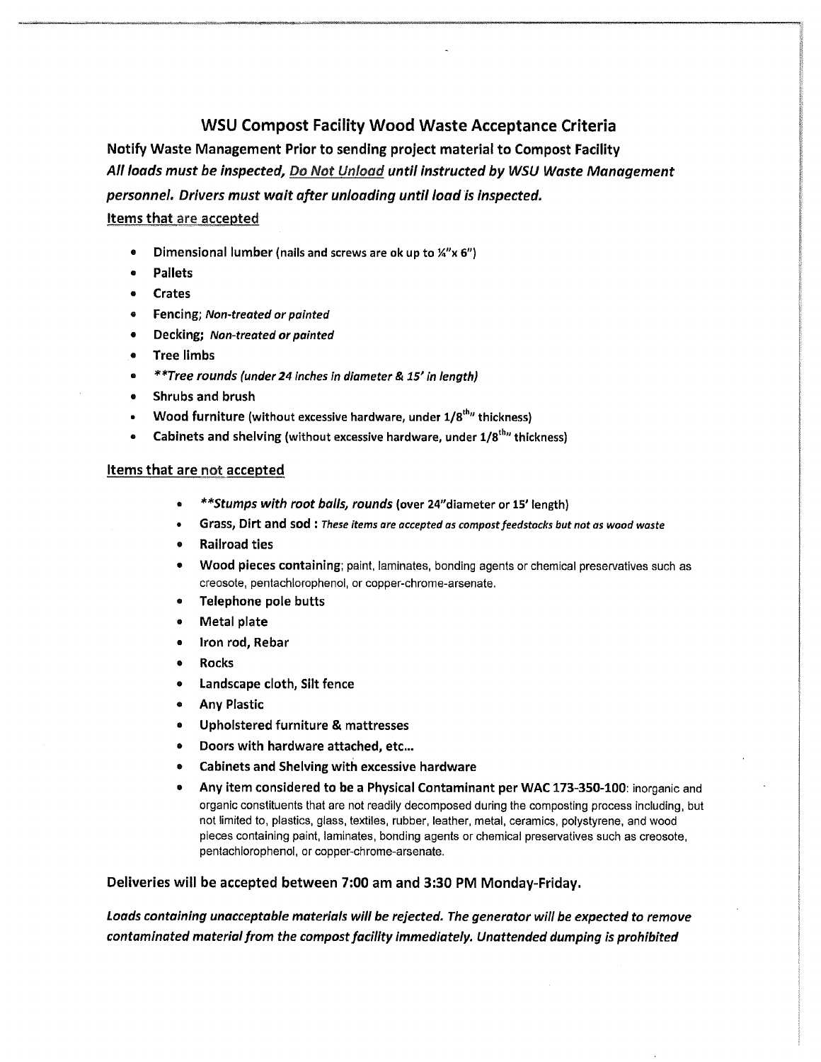## WSU Compost Facility Wood Waste Acceptance Criteria

**Notify Waste Management Prior to sending project material to Compost Facility**

***All loads must be inspected, <u>Do Not Unload</u> until instructed by WSU Waste Management personnel. Drivers must wait after unloading until load is inspected.***

**<u>Items that are accepted</u>**

- **Dimensional lumber** (nails and screws are ok up to ¼"x 6")
- **Pallets**
- **Crates**
- **Fencing;** ***Non-treated or painted***
- **Decking;** ***Non-treated or painted***
- **Tree limbs**
- ***\*\*Tree rounds (under 24 inches in diameter & 15' in length)***
- **Shrubs and brush**
- **Wood furniture** (without excessive hardware, under 1/8th" thickness)
- **Cabinets and shelving** (without excessive hardware, under 1/8th" thickness)

**<u>Items that are not accepted</u>**

- ***\*\*Stumps with root balls, rounds*** **(over 24"diameter or 15' length)**
- **Grass, Dirt and sod :** ***These items are accepted as compost feedstocks but not as wood waste***
- **Railroad ties**
- **Wood pieces containing**; paint, laminates, bonding agents or chemical preservatives such as creosote, pentachlorophenol, or copper-chrome-arsenate.
- **Telephone pole butts**
- **Metal plate**
- **Iron rod, Rebar**
- **Rocks**
- **Landscape cloth, Silt fence**
- **Any Plastic**
- **Upholstered furniture & mattresses**
- **Doors with hardware attached, etc...**
- **Cabinets and Shelving with excessive hardware**
- **Any item considered to be a Physical Contaminant per WAC 173-350-100**: inorganic and organic constituents that are not readily decomposed during the composting process including, but not limited to, plastics, glass, textiles, rubber, leather, metal, ceramics, polystyrene, and wood pieces containing paint, laminates, bonding agents or chemical preservatives such as creosote, pentachlorophenol, or copper-chrome-arsenate.

**Deliveries will be accepted between 7:00 am and 3:30 PM Monday-Friday.**

***Loads containing unacceptable materials will be rejected. The generator will be expected to remove contaminated material from the compost facility immediately. Unattended dumping is prohibited***